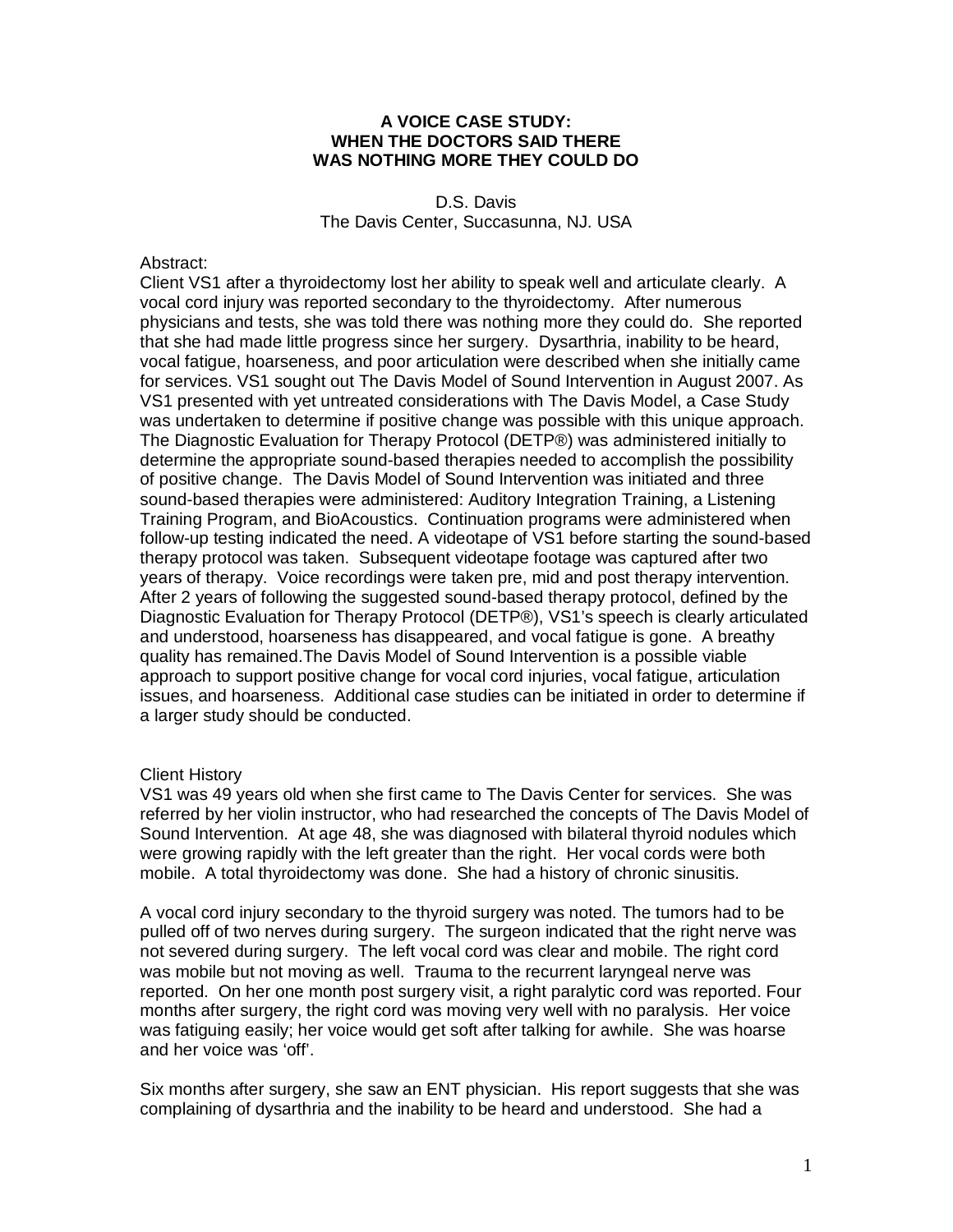# A VOICE CASE STUDY: WHEN THE DOCTORS SAID THERE WAS NOTHING MORE THEY COULD DO

D.S. Davis
The Davis Center, Succasunna, NJ. USA

Abstract:
Client VS1 after a thyroidectomy lost her ability to speak well and articulate clearly. A vocal cord injury was reported secondary to the thyroidectomy. After numerous physicians and tests, she was told there was nothing more they could do. She reported that she had made little progress since her surgery. Dysarthria, inability to be heard, vocal fatigue, hoarseness, and poor articulation were described when she initially came for services. VS1 sought out The Davis Model of Sound Intervention in August 2007. As VS1 presented with yet untreated considerations with The Davis Model, a Case Study was undertaken to determine if positive change was possible with this unique approach. The Diagnostic Evaluation for Therapy Protocol (DETP®) was administered initially to determine the appropriate sound-based therapies needed to accomplish the possibility of positive change. The Davis Model of Sound Intervention was initiated and three sound-based therapies were administered: Auditory Integration Training, a Listening Training Program, and BioAcoustics. Continuation programs were administered when follow-up testing indicated the need. A videotape of VS1 before starting the sound-based therapy protocol was taken. Subsequent videotape footage was captured after two years of therapy. Voice recordings were taken pre, mid and post therapy intervention. After 2 years of following the suggested sound-based therapy protocol, defined by the Diagnostic Evaluation for Therapy Protocol (DETP®), VS1's speech is clearly articulated and understood, hoarseness has disappeared, and vocal fatigue is gone. A breathy quality has remained.The Davis Model of Sound Intervention is a possible viable approach to support positive change for vocal cord injuries, vocal fatigue, articulation issues, and hoarseness. Additional case studies can be initiated in order to determine if a larger study should be conducted.

## Client History

VS1 was 49 years old when she first came to The Davis Center for services. She was referred by her violin instructor, who had researched the concepts of The Davis Model of Sound Intervention. At age 48, she was diagnosed with bilateral thyroid nodules which were growing rapidly with the left greater than the right. Her vocal cords were both mobile. A total thyroidectomy was done. She had a history of chronic sinusitis.

A vocal cord injury secondary to the thyroid surgery was noted. The tumors had to be pulled off of two nerves during surgery. The surgeon indicated that the right nerve was not severed during surgery. The left vocal cord was clear and mobile. The right cord was mobile but not moving as well. Trauma to the recurrent laryngeal nerve was reported. On her one month post surgery visit, a right paralytic cord was reported. Four months after surgery, the right cord was moving very well with no paralysis. Her voice was fatiguing easily; her voice would get soft after talking for awhile. She was hoarse and her voice was 'off'.

Six months after surgery, she saw an ENT physician. His report suggests that she was complaining of dysarthria and the inability to be heard and understood. She had a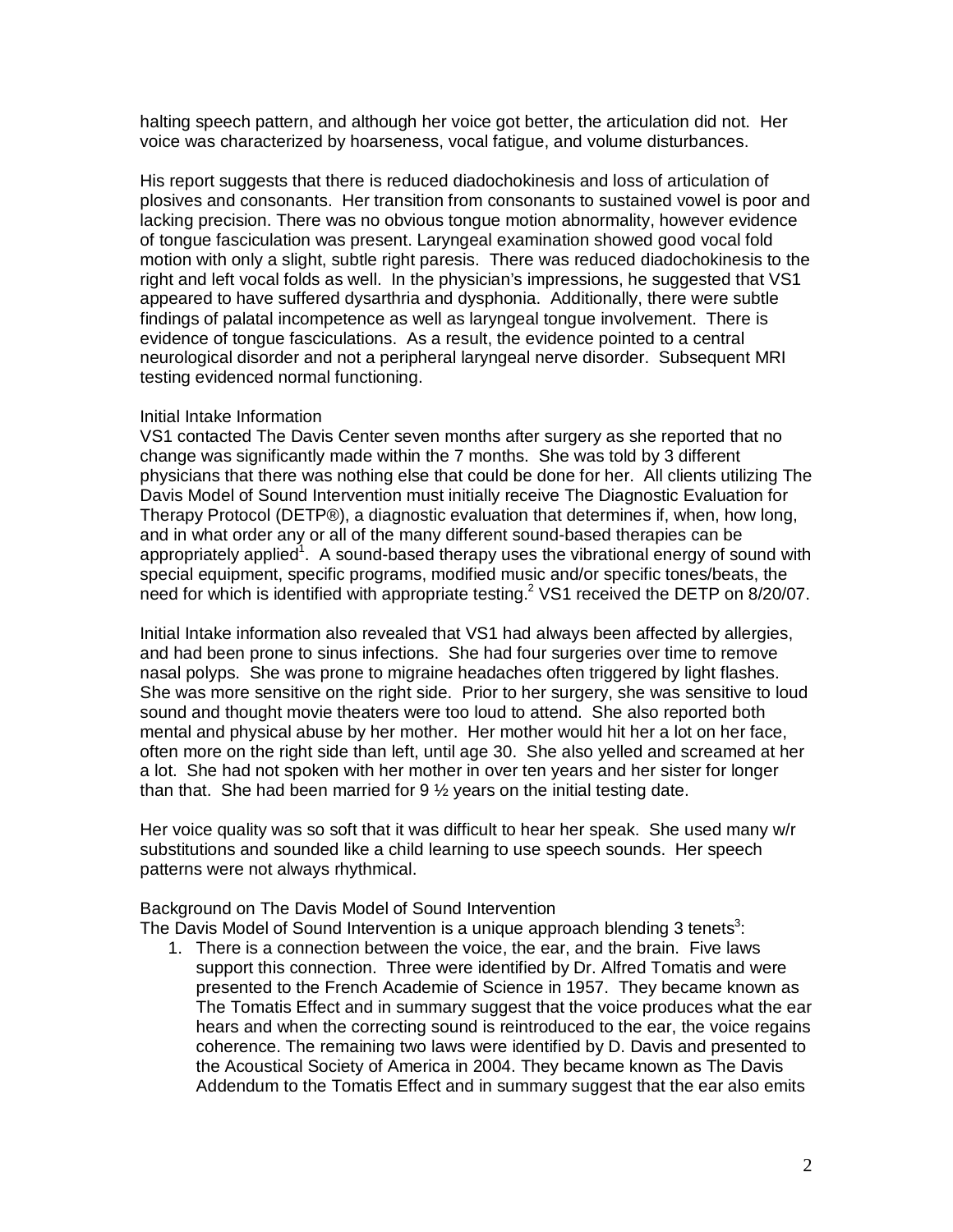halting speech pattern, and although her voice got better, the articulation did not. Her voice was characterized by hoarseness, vocal fatigue, and volume disturbances.

His report suggests that there is reduced diadochokinesis and loss of articulation of plosives and consonants. Her transition from consonants to sustained vowel is poor and lacking precision. There was no obvious tongue motion abnormality, however evidence of tongue fasciculation was present. Laryngeal examination showed good vocal fold motion with only a slight, subtle right paresis. There was reduced diadochokinesis to the right and left vocal folds as well. In the physician's impressions, he suggested that VS1 appeared to have suffered dysarthria and dysphonia. Additionally, there were subtle findings of palatal incompetence as well as laryngeal tongue involvement. There is evidence of tongue fasciculations. As a result, the evidence pointed to a central neurological disorder and not a peripheral laryngeal nerve disorder. Subsequent MRI testing evidenced normal functioning.

### Initial Intake Information

VS1 contacted The Davis Center seven months after surgery as she reported that no change was significantly made within the 7 months. She was told by 3 different physicians that there was nothing else that could be done for her. All clients utilizing The Davis Model of Sound Intervention must initially receive The Diagnostic Evaluation for Therapy Protocol (DETP®), a diagnostic evaluation that determines if, when, how long, and in what order any or all of the many different sound-based therapies can be appropriately applied[1]. A sound-based therapy uses the vibrational energy of sound with special equipment, specific programs, modified music and/or specific tones/beats, the need for which is identified with appropriate testing.[2] VS1 received the DETP on 8/20/07.

Initial Intake information also revealed that VS1 had always been affected by allergies, and had been prone to sinus infections. She had four surgeries over time to remove nasal polyps. She was prone to migraine headaches often triggered by light flashes. She was more sensitive on the right side. Prior to her surgery, she was sensitive to loud sound and thought movie theaters were too loud to attend. She also reported both mental and physical abuse by her mother. Her mother would hit her a lot on her face, often more on the right side than left, until age 30. She also yelled and screamed at her a lot. She had not spoken with her mother in over ten years and her sister for longer than that. She had been married for 9 ½ years on the initial testing date.

Her voice quality was so soft that it was difficult to hear her speak. She used many w/r substitutions and sounded like a child learning to use speech sounds. Her speech patterns were not always rhythmical.

### Background on The Davis Model of Sound Intervention

The Davis Model of Sound Intervention is a unique approach blending 3 tenets[3]:

1. There is a connection between the voice, the ear, and the brain. Five laws support this connection. Three were identified by Dr. Alfred Tomatis and were presented to the French Academie of Science in 1957. They became known as The Tomatis Effect and in summary suggest that the voice produces what the ear hears and when the correcting sound is reintroduced to the ear, the voice regains coherence. The remaining two laws were identified by D. Davis and presented to the Acoustical Society of America in 2004. They became known as The Davis Addendum to the Tomatis Effect and in summary suggest that the ear also emits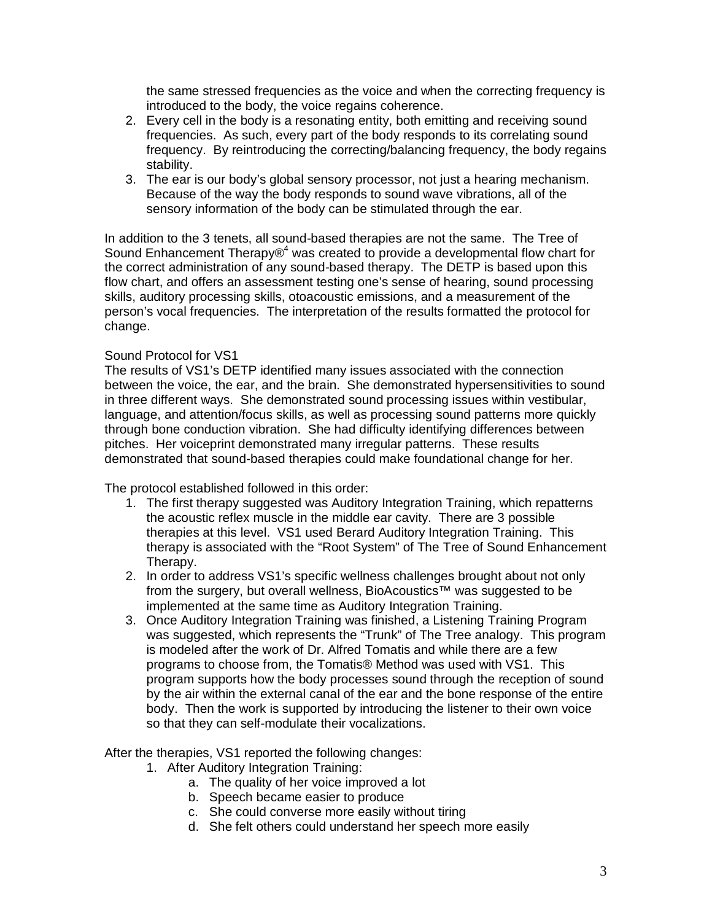the same stressed frequencies as the voice and when the correcting frequency is introduced to the body, the voice regains coherence.

2. Every cell in the body is a resonating entity, both emitting and receiving sound frequencies. As such, every part of the body responds to its correlating sound frequency. By reintroducing the correcting/balancing frequency, the body regains stability.
3. The ear is our body's global sensory processor, not just a hearing mechanism. Because of the way the body responds to sound wave vibrations, all of the sensory information of the body can be stimulated through the ear.

In addition to the 3 tenets, all sound-based therapies are not the same. The Tree of Sound Enhancement Therapy®[4] was created to provide a developmental flow chart for the correct administration of any sound-based therapy. The DETP is based upon this flow chart, and offers an assessment testing one's sense of hearing, sound processing skills, auditory processing skills, otoacoustic emissions, and a measurement of the person's vocal frequencies. The interpretation of the results formatted the protocol for change.

Sound Protocol for VS1

The results of VS1's DETP identified many issues associated with the connection between the voice, the ear, and the brain. She demonstrated hypersensitivities to sound in three different ways. She demonstrated sound processing issues within vestibular, language, and attention/focus skills, as well as processing sound patterns more quickly through bone conduction vibration. She had difficulty identifying differences between pitches. Her voiceprint demonstrated many irregular patterns. These results demonstrated that sound-based therapies could make foundational change for her.

The protocol established followed in this order:

1. The first therapy suggested was Auditory Integration Training, which repatterns the acoustic reflex muscle in the middle ear cavity. There are 3 possible therapies at this level. VS1 used Berard Auditory Integration Training. This therapy is associated with the "Root System" of The Tree of Sound Enhancement Therapy.
2. In order to address VS1's specific wellness challenges brought about not only from the surgery, but overall wellness, BioAcoustics™ was suggested to be implemented at the same time as Auditory Integration Training.
3. Once Auditory Integration Training was finished, a Listening Training Program was suggested, which represents the "Trunk" of The Tree analogy. This program is modeled after the work of Dr. Alfred Tomatis and while there are a few programs to choose from, the Tomatis® Method was used with VS1. This program supports how the body processes sound through the reception of sound by the air within the external canal of the ear and the bone response of the entire body. Then the work is supported by introducing the listener to their own voice so that they can self-modulate their vocalizations.

After the therapies, VS1 reported the following changes:

1. After Auditory Integration Training:
   a. The quality of her voice improved a lot
   b. Speech became easier to produce
   c. She could converse more easily without tiring
   d. She felt others could understand her speech more easily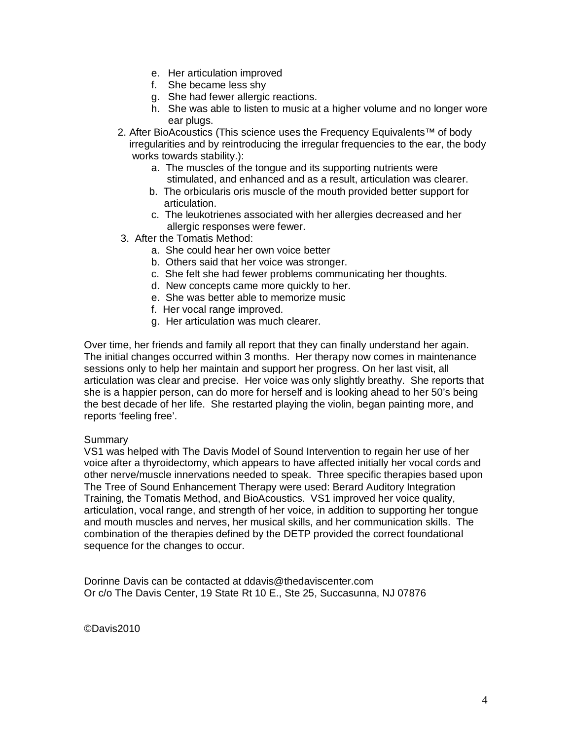e. Her articulation improved
   f. She became less shy
   g. She had fewer allergic reactions.
   h. She was able to listen to music at a higher volume and no longer wore ear plugs.

2. After BioAcoustics (This science uses the Frequency Equivalents™ of body irregularities and by reintroducing the irregular frequencies to the ear, the body works towards stability.):
   a. The muscles of the tongue and its supporting nutrients were stimulated, and enhanced and as a result, articulation was clearer.
   b. The orbicularis oris muscle of the mouth provided better support for articulation.
   c. The leukotrienes associated with her allergies decreased and her allergic responses were fewer.
3. After the Tomatis Method:
   a. She could hear her own voice better
   b. Others said that her voice was stronger.
   c. She felt she had fewer problems communicating her thoughts.
   d. New concepts came more quickly to her.
   e. She was better able to memorize music
   f. Her vocal range improved.
   g. Her articulation was much clearer.

Over time, her friends and family all report that they can finally understand her again. The initial changes occurred within 3 months. Her therapy now comes in maintenance sessions only to help her maintain and support her progress. On her last visit, all articulation was clear and precise. Her voice was only slightly breathy. She reports that she is a happier person, can do more for herself and is looking ahead to her 50's being the best decade of her life. She restarted playing the violin, began painting more, and reports 'feeling free'.

Summary

VS1 was helped with The Davis Model of Sound Intervention to regain her use of her voice after a thyroidectomy, which appears to have affected initially her vocal cords and other nerve/muscle innervations needed to speak. Three specific therapies based upon The Tree of Sound Enhancement Therapy were used: Berard Auditory Integration Training, the Tomatis Method, and BioAcoustics. VS1 improved her voice quality, articulation, vocal range, and strength of her voice, in addition to supporting her tongue and mouth muscles and nerves, her musical skills, and her communication skills. The combination of the therapies defined by the DETP provided the correct foundational sequence for the changes to occur.

Dorinne Davis can be contacted at ddavis@thedaviscenter.com
Or c/o The Davis Center, 19 State Rt 10 E., Ste 25, Succasunna, NJ 07876

©Davis2010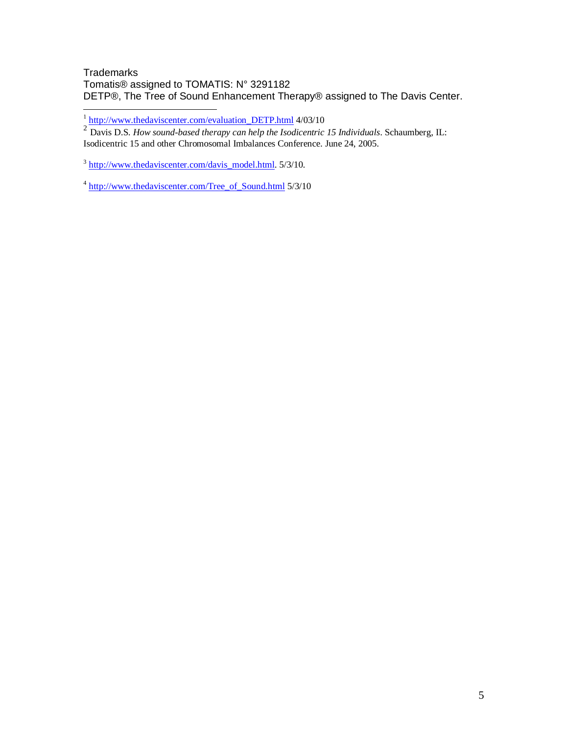Trademarks
Tomatis® assigned to TOMATIS: N° 3291182
DETP®, The Tree of Sound Enhancement Therapy® assigned to The Davis Center.

---

[1] http://www.thedaviscenter.com/evaluation_DETP.html 4/03/10

[2] Davis D.S. *How sound-based therapy can help the Isodicentric 15 Individuals*. Schaumberg, IL: Isodicentric 15 and other Chromosomal Imbalances Conference. June 24, 2005.

[3] http://www.thedaviscenter.com/davis_model.html. 5/3/10.

[4] http://www.thedaviscenter.com/Tree_of_Sound.html 5/3/10